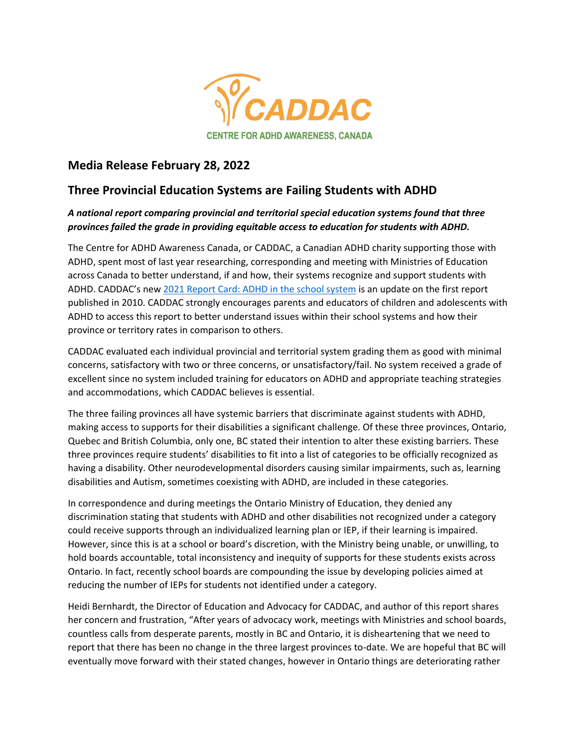CADDAC

CENTRE FOR ADHD AWARENESS, CANADA

## Media Release February 28, 2022

## Three Provincial Education Systems are Failing Students with ADHD

***A national report comparing provincial and territorial special education systems found that three provinces failed the grade in providing equitable access to education for students with ADHD.***

The Centre for ADHD Awareness Canada, or CADDAC, a Canadian ADHD charity supporting those with ADHD, spent most of last year researching, corresponding and meeting with Ministries of Education across Canada to better understand, if and how, their systems recognize and support students with ADHD. CADDAC's new [2021 Report Card: ADHD in the school system] is an update on the first report published in 2010. CADDAC strongly encourages parents and educators of children and adolescents with ADHD to access this report to better understand issues within their school systems and how their province or territory rates in comparison to others.

CADDAC evaluated each individual provincial and territorial system grading them as good with minimal concerns, satisfactory with two or three concerns, or unsatisfactory/fail. No system received a grade of excellent since no system included training for educators on ADHD and appropriate teaching strategies and accommodations, which CADDAC believes is essential.

The three failing provinces all have systemic barriers that discriminate against students with ADHD, making access to supports for their disabilities a significant challenge. Of these three provinces, Ontario, Quebec and British Columbia, only one, BC stated their intention to alter these existing barriers. These three provinces require students' disabilities to fit into a list of categories to be officially recognized as having a disability. Other neurodevelopmental disorders causing similar impairments, such as, learning disabilities and Autism, sometimes coexisting with ADHD, are included in these categories.

In correspondence and during meetings the Ontario Ministry of Education, they denied any discrimination stating that students with ADHD and other disabilities not recognized under a category could receive supports through an individualized learning plan or IEP, if their learning is impaired. However, since this is at a school or board's discretion, with the Ministry being unable, or unwilling, to hold boards accountable, total inconsistency and inequity of supports for these students exists across Ontario. In fact, recently school boards are compounding the issue by developing policies aimed at reducing the number of IEPs for students not identified under a category.

Heidi Bernhardt, the Director of Education and Advocacy for CADDAC, and author of this report shares her concern and frustration, "After years of advocacy work, meetings with Ministries and school boards, countless calls from desperate parents, mostly in BC and Ontario, it is disheartening that we need to report that there has been no change in the three largest provinces to-date. We are hopeful that BC will eventually move forward with their stated changes, however in Ontario things are deteriorating rather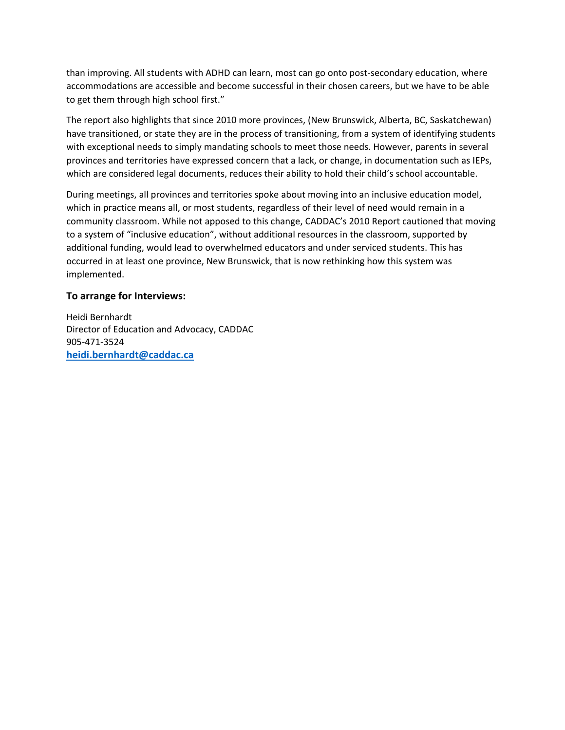than improving. All students with ADHD can learn, most can go onto post-secondary education, where accommodations are accessible and become successful in their chosen careers, but we have to be able to get them through high school first."

The report also highlights that since 2010 more provinces, (New Brunswick, Alberta, BC, Saskatchewan) have transitioned, or state they are in the process of transitioning, from a system of identifying students with exceptional needs to simply mandating schools to meet those needs. However, parents in several provinces and territories have expressed concern that a lack, or change, in documentation such as IEPs, which are considered legal documents, reduces their ability to hold their child's school accountable.

During meetings, all provinces and territories spoke about moving into an inclusive education model, which in practice means all, or most students, regardless of their level of need would remain in a community classroom. While not apposed to this change, CADDAC's 2010 Report cautioned that moving to a system of "inclusive education", without additional resources in the classroom, supported by additional funding, would lead to overwhelmed educators and under serviced students. This has occurred in at least one province, New Brunswick, that is now rethinking how this system was implemented.

### To arrange for Interviews:

Heidi Bernhardt  
Director of Education and Advocacy, CADDAC  
905-471-3524  
**heidi.bernhardt@caddac.ca**